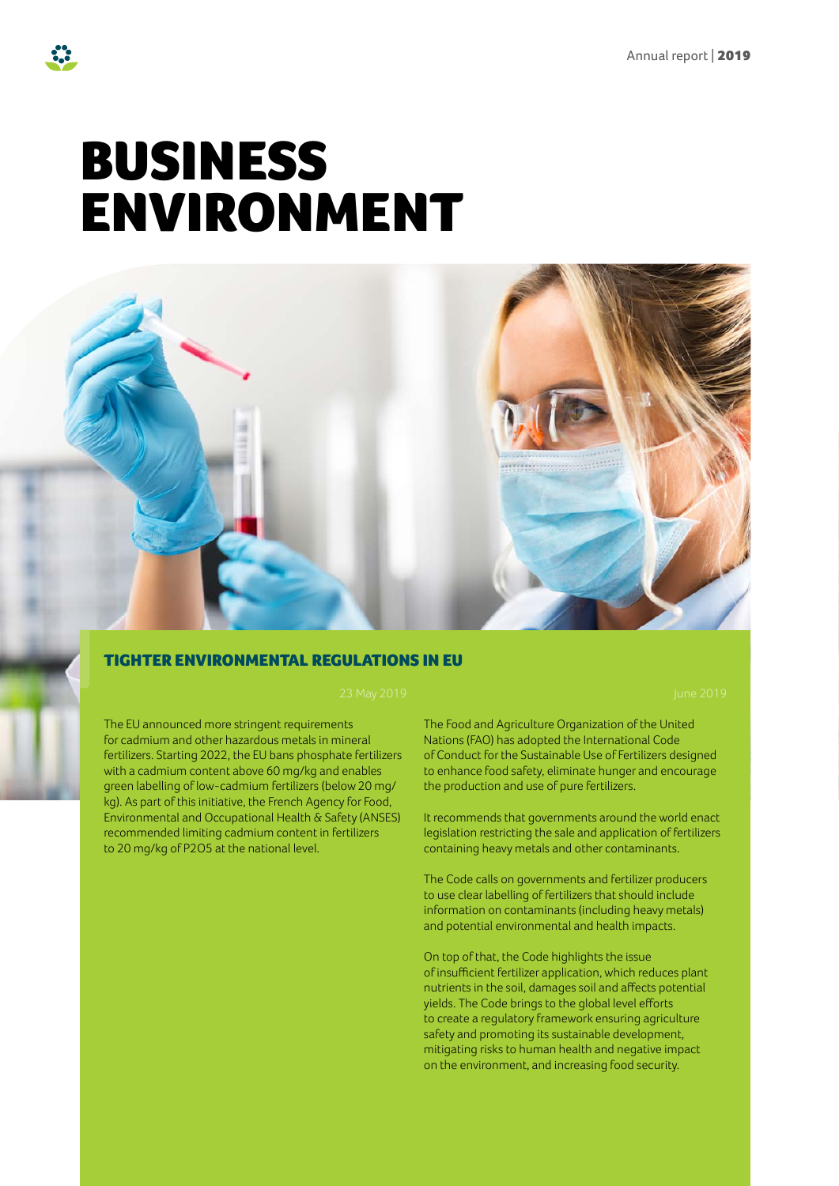# BUSINESS ENVIRONMENT

## TIGHTER ENVIRONMENTAL REGULATIONS IN EU

23 May 2019

The EU announced more stringent requirements for cadmium and other hazardous metals in mineral fertilizers. Starting 2022, the EU bans phosphate fertilizers with a cadmium content above 60 mg/kg and enables green labelling of low-cadmium fertilizers (below 20 mg/kg). As part of this initiative, the French Agency for Food, Environmental and Occupational Health & Safety (ANSES) recommended limiting cadmium content in fertilizers to 20 mg/kg of $P_2O_5$ at the national level.

June 2019

The Food and Agriculture Organization of the United Nations (FAO) has adopted the International Code of Conduct for the Sustainable Use of Fertilizers designed to enhance food safety, eliminate hunger and encourage the production and use of pure fertilizers.

It recommends that governments around the world enact legislation restricting the sale and application of fertilizers containing heavy metals and other contaminants.

The Code calls on governments and fertilizer producers to use clear labelling of fertilizers that should include information on contaminants (including heavy metals) and potential environmental and health impacts.

On top of that, the Code highlights the issue of insufficient fertilizer application, which reduces plant nutrients in the soil, damages soil and affects potential yields. The Code brings to the global level efforts to create a regulatory framework ensuring agriculture safety and promoting its sustainable development, mitigating risks to human health and negative impact on the environment, and increasing food security.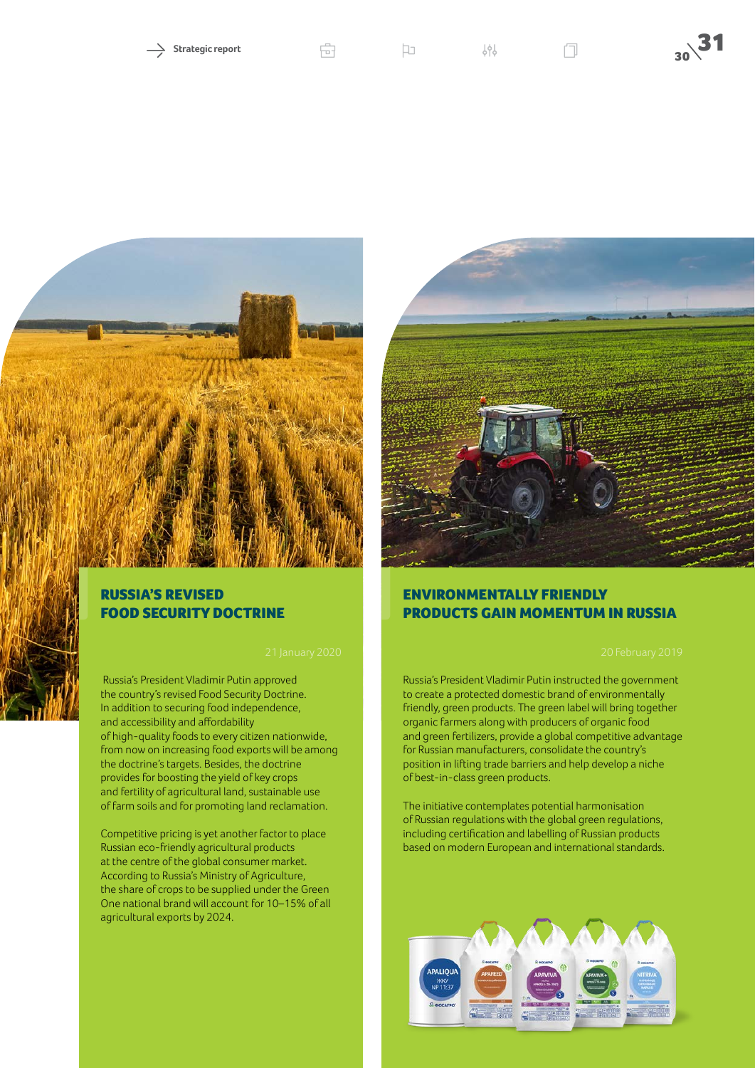## RUSSIA'S REVISED FOOD SECURITY DOCTRINE

21 January 2020

Russia's President Vladimir Putin approved the country's revised Food Security Doctrine. In addition to securing food independence, and accessibility and affordability of high-quality foods to every citizen nationwide, from now on increasing food exports will be among the doctrine's targets. Besides, the doctrine provides for boosting the yield of key crops and fertility of agricultural land, sustainable use of farm soils and for promoting land reclamation.

Competitive pricing is yet another factor to place Russian eco-friendly agricultural products at the centre of the global consumer market. According to Russia's Ministry of Agriculture, the share of crops to be supplied under the Green One national brand will account for 10–15% of all agricultural exports by 2024.

## ENVIRONMENTALLY FRIENDLY PRODUCTS GAIN MOMENTUM IN RUSSIA

20 February 2019

Russia's President Vladimir Putin instructed the government to create a protected domestic brand of environmentally friendly, green products. The green label will bring together organic farmers along with producers of organic food and green fertilizers, provide a global competitive advantage for Russian manufacturers, consolidate the country's position in lifting trade barriers and help develop a niche of best-in-class green products.

The initiative contemplates potential harmonisation of Russian regulations with the global green regulations, including certification and labelling of Russian products based on modern European and international standards.